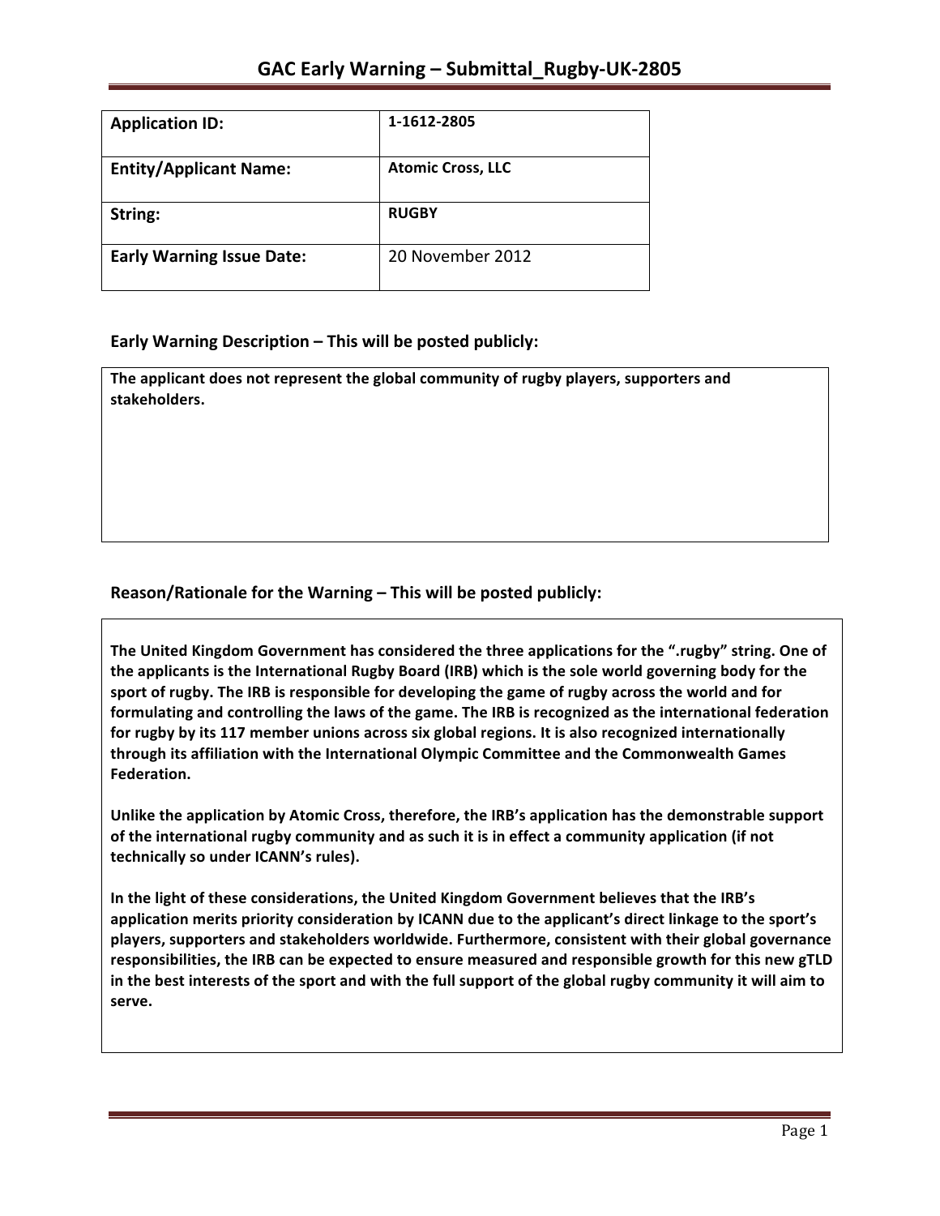# GAC Early Warning – Submittal_Rugby-UK-2805

| Application ID: | 1-1612-2805 |
|---|---|
| Entity/Applicant Name: | Atomic Cross, LLC |
| String: | RUGBY |
| Early Warning Issue Date: | 20 November 2012 |

## Early Warning Description – This will be posted publicly:

**The applicant does not represent the global community of rugby players, supporters and stakeholders.**

## Reason/Rationale for the Warning – This will be posted publicly:

**The United Kingdom Government has considered the three applications for the ".rugby" string. One of the applicants is the International Rugby Board (IRB) which is the sole world governing body for the sport of rugby. The IRB is responsible for developing the game of rugby across the world and for formulating and controlling the laws of the game. The IRB is recognized as the international federation for rugby by its 117 member unions across six global regions. It is also recognized internationally through its affiliation with the International Olympic Committee and the Commonwealth Games Federation.**

**Unlike the application by Atomic Cross, therefore, the IRB's application has the demonstrable support of the international rugby community and as such it is in effect a community application (if not technically so under ICANN's rules).**

**In the light of these considerations, the United Kingdom Government believes that the IRB's application merits priority consideration by ICANN due to the applicant's direct linkage to the sport's players, supporters and stakeholders worldwide. Furthermore, consistent with their global governance responsibilities, the IRB can be expected to ensure measured and responsible growth for this new gTLD in the best interests of the sport and with the full support of the global rugby community it will aim to serve.**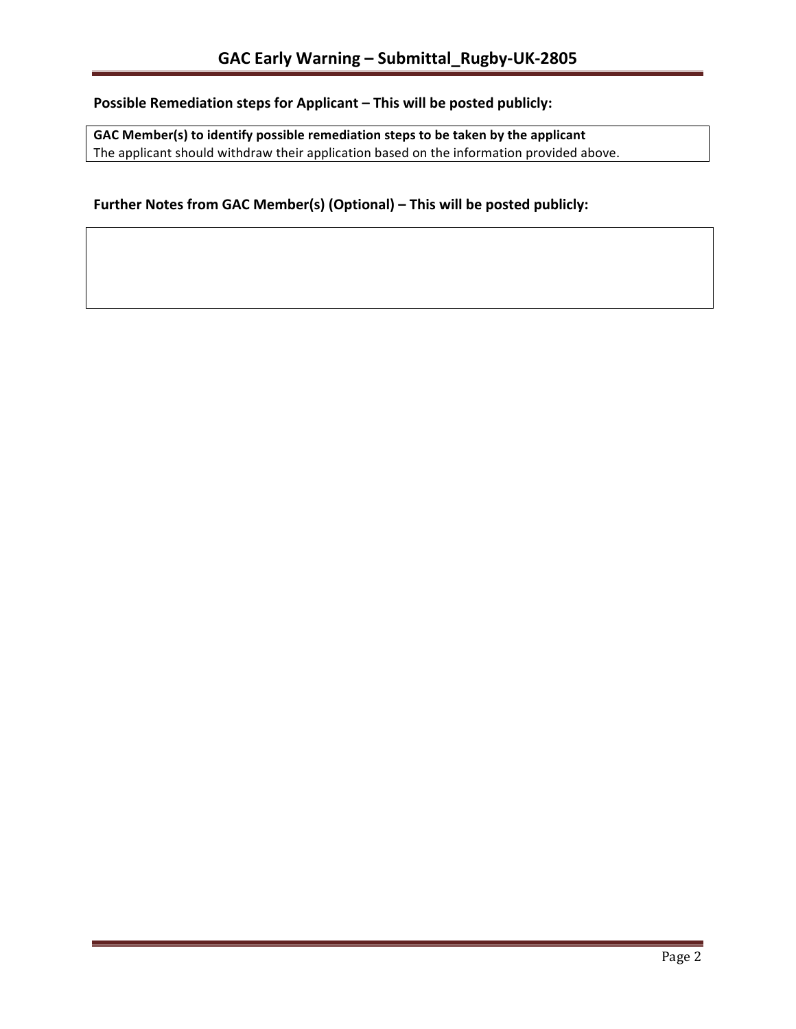**Possible Remediation steps for Applicant – This will be posted publicly:**

| **GAC Member(s) to identify possible remediation steps to be taken by the applicant** |
| --- |
| The applicant should withdraw their application based on the information provided above. |

**Further Notes from GAC Member(s) (Optional) – This will be posted publicly:**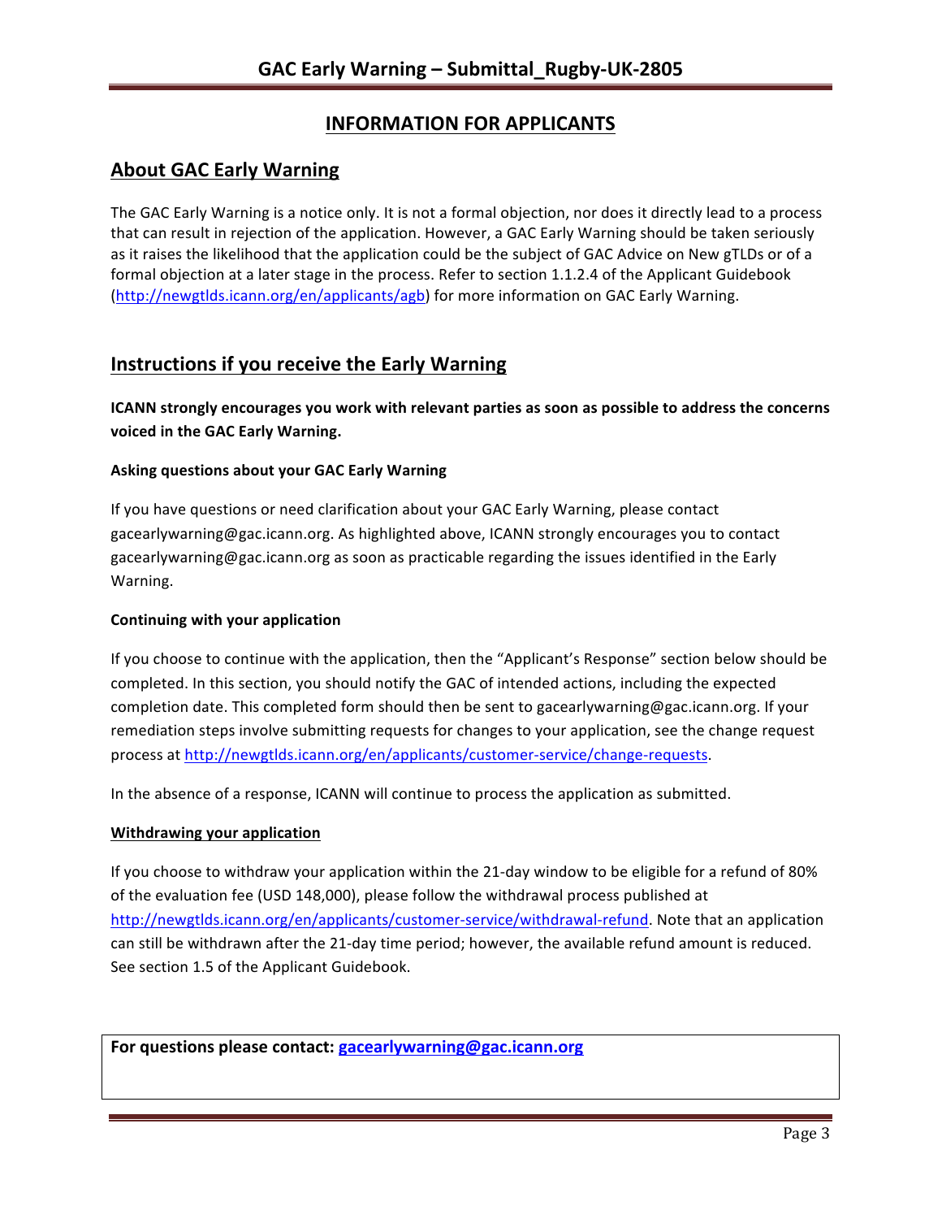## INFORMATION FOR APPLICANTS

## About GAC Early Warning

The GAC Early Warning is a notice only. It is not a formal objection, nor does it directly lead to a process that can result in rejection of the application. However, a GAC Early Warning should be taken seriously as it raises the likelihood that the application could be the subject of GAC Advice on New gTLDs or of a formal objection at a later stage in the process. Refer to section 1.1.2.4 of the Applicant Guidebook (http://newgtlds.icann.org/en/applicants/agb) for more information on GAC Early Warning.

## Instructions if you receive the Early Warning

**ICANN strongly encourages you work with relevant parties as soon as possible to address the concerns voiced in the GAC Early Warning.**

### Asking questions about your GAC Early Warning

If you have questions or need clarification about your GAC Early Warning, please contact gacearlywarning@gac.icann.org. As highlighted above, ICANN strongly encourages you to contact gacearlywarning@gac.icann.org as soon as practicable regarding the issues identified in the Early Warning.

### Continuing with your application

If you choose to continue with the application, then the "Applicant's Response" section below should be completed. In this section, you should notify the GAC of intended actions, including the expected completion date. This completed form should then be sent to gacearlywarning@gac.icann.org. If your remediation steps involve submitting requests for changes to your application, see the change request process at http://newgtlds.icann.org/en/applicants/customer-service/change-requests.

In the absence of a response, ICANN will continue to process the application as submitted.

### Withdrawing your application

If you choose to withdraw your application within the 21-day window to be eligible for a refund of 80% of the evaluation fee (USD 148,000), please follow the withdrawal process published at http://newgtlds.icann.org/en/applicants/customer-service/withdrawal-refund. Note that an application can still be withdrawn after the 21-day time period; however, the available refund amount is reduced. See section 1.5 of the Applicant Guidebook.

**For questions please contact: gacearlywarning@gac.icann.org**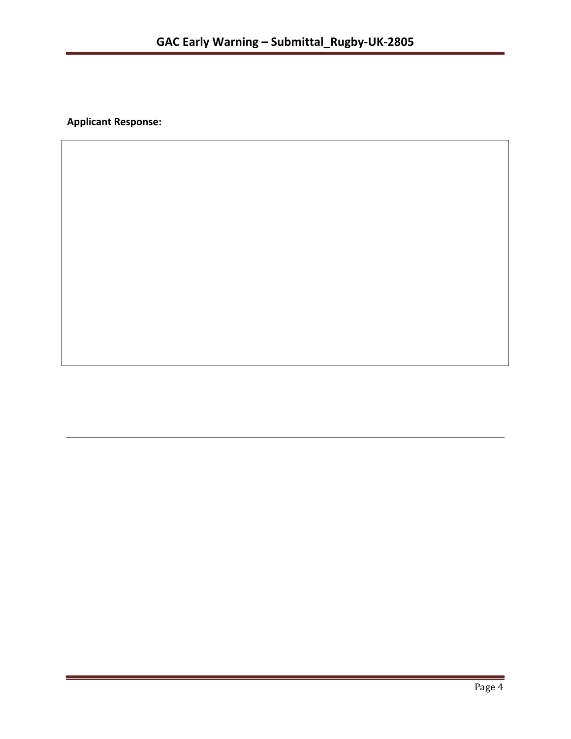**Applicant Response:**